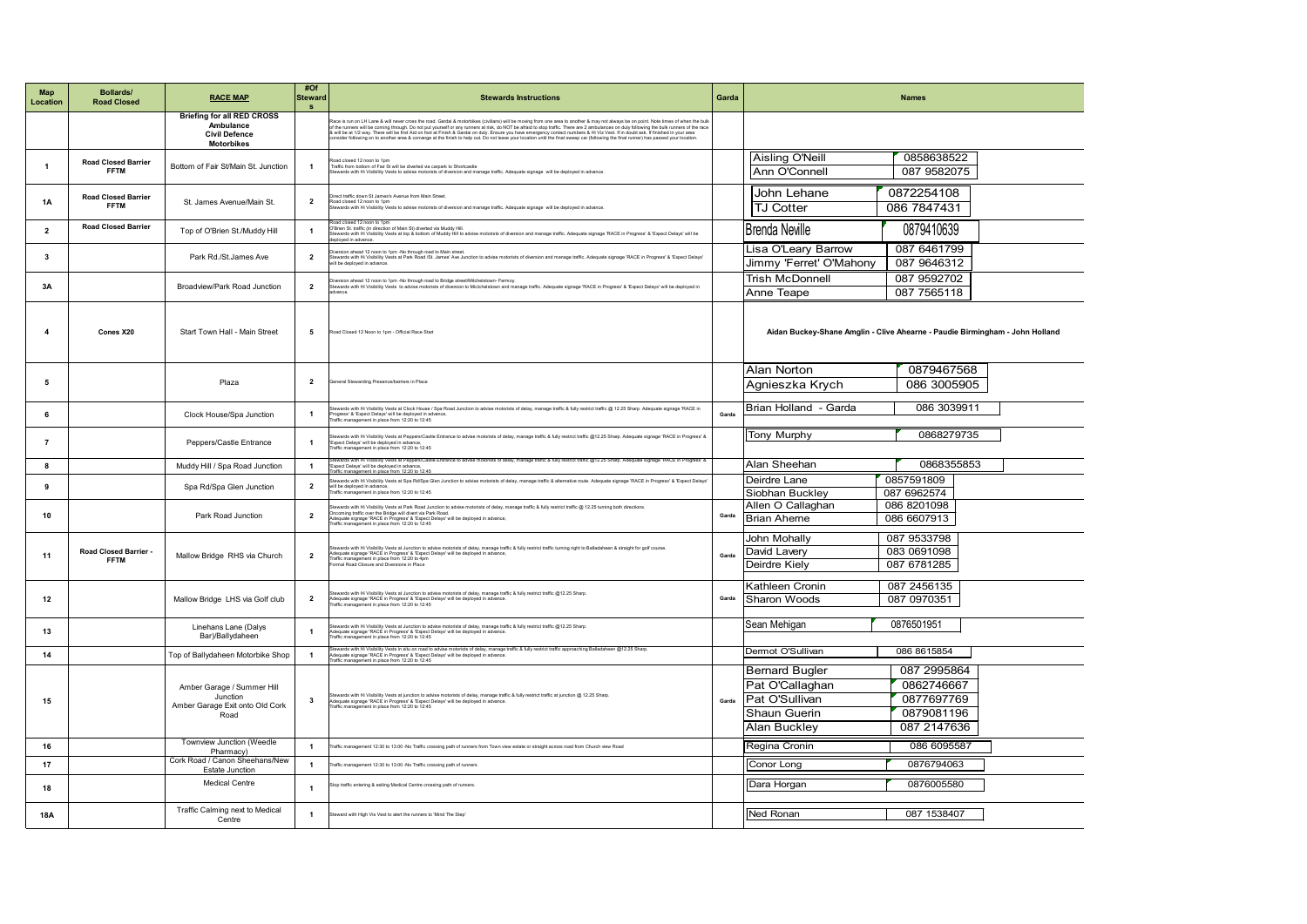| Map Location | Bollards/ Road Closed | RACE MAP | #Of Stewards | Stewards Instructions | Garda | Names | |
|---|---|---|---|---|---|---|---|
| | | **Briefing for all RED CROSS Ambulance Civil Defence Motorbikes** | | Race is run on LH Lane & will never cross the road. Gardai & motorbikes (civilians) will be moving from one area to another & may not always be on point. Note times of when the bulk of the runners will be coming through. Do not put yourself or any runners at risk, do NOT be afraid to stop traffic. There are 2 ambulances on duty following the bulk runners of the race & will be at 1/2 way. There will be first Aid on foot at Finish & Gardai on duty. Ensure you have emergency contact numbers & Hi Viz Vest. If in doubt ask. If finished in your area consider following on to another area & converge at the finish to help out. Do not leave your location until the final sweep car (following the final runner) has passed your location. | | | |
| **1** | **Road Closed Barrier FFTM** | Bottom of Fair St/Main St. Junction | **1** | Road closed 12 noon to 1pm Traffic from bottom of Fair St will be diverted via carpark to Shortcastle Stewards with Hi Visibility Vests to advise motorists of diversion and manage traffic. Adequate signage will be deployed in advance. | | Aisling O'Neill | 0858638522 |
| | | | | | | Ann O'Connell | 087 9582075 |
| **1A** | **Road Closed Barrier FFTM** | St. James Avenue/Main St. | **2** | Direct traffic down St James's Avenue from Main Street. Road closed 12 noon to 1pm Stewards with Hi Visibility Vests to advise motorists of diversion and manage traffic. Adequate signage will be deployed in advance. | | John Lehane | 0872254108 |
| | | | | | | TJ Cotter | 086 7847431 |
| **2** | **Road Closed Barrier** | Top of O'Brien St./Muddy Hill | **1** | Road closed 12 noon to 1pm O'Brien St. traffic (in direction of Main St) diverted via Muddy Hill. Stewards with Hi Visibility Vests at top & bottom of Muddy Hill to advise motorists of diversion and manage traffic. Adequate signage 'RACE in Progress' & 'Expect Delays' will be deployed in advance. | | Brenda Neville | 0879410639 |
| **3** | | Park Rd./St.James Ave | **2** | Diversion ahead 12 noon to 1pm -No through road to Main street. Stewards with Hi Visibility Vests at Park Road /St. James' Ave Junction to advise motorists of diversion and manage traffic. Adequate signage 'RACE in Progress' & 'Expect Delays' will be deployed in advance. | | Lisa O'Leary Barrow | 087 6461799 |
| | | | | | | Jimmy 'Ferret' O'Mahony | 087 9646312 |
| **3A** | | Broadview/Park Road Junction | **2** | Diversion ahead 12 noon to 1pm -No through road to Bridge street/Mitchelstown- Fermoy. Stewards with Hi Visibility Vests to advise motorists of diversion to Mitchelstown and manage traffic. Adequate signage 'RACE in Progress' & 'Expect Delays' will be deployed in advance. | | Trish McDonnell | 087 9592702 |
| | | | | | | Anne Teape | 087 7565118 |
| **4** | **Cones X20** | Start Town Hall - Main Street | **5** | Road Closed 12 Noon to 1pm - Official Race Start | | **Aidan Buckey-Shane Amglin - Clive Ahearne - Paudie Birmingham - John Holland** | |
| **5** | | Plaza | **2** | General Stewarding Presence/barriers in Place | | Alan Norton | 0879467568 |
| | | | | | | Agnieszka Krych | 086 3005905 |
| **6** | | Clock House/Spa Junction | **1** | Stewards with Hi Visibility Vests at Clock House / Spa Road Junction to advise motorists of delay, manage traffic & fully restrict traffic @ 12.25 Sharp. Adequate signage 'RACE in Progress' & 'Expect Delays' will be deployed in advance. Traffic management in place from 12:20 to 12:45 | Garda | Brian Holland - Garda | 086 3039911 |
| **7** | | Peppers/Castle Entrance | **1** | Stewards with Hi Visibility Vests at Peppers/Castle Entrance to advise motorists of delay, manage traffic & fully restrict traffic @12.25 Sharp. Adequate signage 'RACE in Progress' & 'Expect Delays' will be deployed in advance. Traffic management in place from 12:20 to 12:45 | | Tony Murphy | 0868279735 |
| **8** | | Muddy Hill / Spa Road Junction | **1** | Stewards with Hi Visibility Vests at Peppers/Castle Entrance to advise motorists of delay, manage traffic & fully restrict traffic @12.25 Sharp. Adequate signage 'RACE in Progress' & 'Expect Delays' will be deployed in advance. Traffic management in place from 12:20 to 12:45 | | Alan Sheehan | 0868355853 |
| **9** | | Spa Rd/Spa Glen Junction | **2** | Stewards with Hi Visibility Vests at Spa Rd/Spa Glen Junction to advise motorists of delay, manage traffic & alternative route. Adequate signage 'RACE in Progress' & 'Expect Delays' will be deployed in advance. Traffic management in place from 12:20 to 12:45 | | Deirdre Lane | 0857591809 |
| | | | | | | Siobhan Buckley | 087 6962574 |
| **10** | | Park Road Junction | **2** | Stewards with Hi Visibility Vests at Park Road Junction to advise motorists of delay, manage traffic & fully restrict traffic @ 12.25 turning both directions. Oncoming traffic over the Bridge will divert via Park Road. Adequate signage 'RACE in Progress' & 'Expect Delays' will be deployed in advance. Traffic management in place from 12:20 to 12:45 | Garda | Allen O Callaghan | 086 8201098 |
| | | | | | | Brian Aherne | 086 6607913 |
| **11** | **Road Closed Barrier - FFTM** | Mallow Bridge RHS via Church | **2** | Stewards with Hi Visibility Vests at Junction to advise motorists of delay, manage traffic & fully restrict traffic turning right to Balladaheen & straight for golf course. Adequate signage 'RACE in Progress' & 'Expect Delays' will be deployed in advance. Traffic management in place from 12:20 to 4pm Formal Road Closure and Diversions in Place | Garda | John Mohally | 087 9533798 |
| | | | | | | David Lavery | 083 0691098 |
| | | | | | | Deirdre Kiely | 087 6781285 |
| **12** | | Mallow Bridge LHS via Golf club | **2** | Stewards with Hi Visibility Vests at Junction to advise motorists of delay, manage traffic & fully restrict traffic @12.25 Sharp. Adequate signage 'RACE in Progress' & 'Expect Delays' will be deployed in advance. Traffic management in place from 12:20 to 12:45 | Garda | Kathleen Cronin | 087 2456135 |
| | | | | | | Sharon Woods | 087 0970351 |
| **13** | | Linehans Lane (Dalys Bar)/Ballydaheen | **1** | Stewards with Hi Visibility Vests at Junction to advise motorists of delay, manage traffic & fully restrict traffic @12.25 Sharp. Adequate signage 'RACE in Progress' & 'Expect Delays' will be deployed in advance. Traffic management in place from 12:20 to 12:45 | | Sean Mehigan | 0876501951 |
| **14** | | Top of Ballydaheen Motorbike Shop | **1** | Stewards with Hi Visibility Vests in situ on road to advise motorists of delay, manage traffic & fully restrict traffic approaching Balladaheen @12.25 Sharp. Adequate signage 'RACE in Progress' & 'Expect Delays' will be deployed in advance. Traffic management in place from 12:20 to 12:45 | | Dermot O'Sullivan | 086 8615854 |
| **15** | | Amber Garage / Summer Hill Junction Amber Garage Exit onto Old Cork Road | **3** | Stewards with Hi Visibility Vests at junction to advise motorists of delay, manage traffic & fully restrict traffic at junction @ 12.25 Sharp. Adequate signage 'RACE in Progress' & 'Expect Delays' will be deployed in advance. Traffic management in place from 12:20 to 12:45 | Garda | Bernard Bugler | 087 2995864 |
| | | | | | | Pat O'Callaghan | 0862746667 |
| | | | | | | Pat O'Sullivan | 0877697769 |
| | | | | | | Shaun Guerin | 0879081196 |
| | | | | | | Alan Buckley | 087 2147636 |
| **16** | | Townview Junction (Weedle Pharmacy) | **1** | Traffic management 12:30 to 13:00 -No Traffic crossing path of runners from Town view estate or straight across road from Church view Road | | Regina Cronin | 086 6095587 |
| **17** | | Cork Road / Canon Sheehans/New Estate Junction | **1** | Traffic management 12:30 to 13:00 -No Traffic crossing path of runners | | Conor Long | 0876794063 |
| **18** | | Medical Centre | **1** | Stop traffic entering & exiting Medical Centre crossing path of runners. | | Dara Horgan | 0876005580 |
| **18A** | | Traffic Calming next to Medical Centre | **1** | Steward with High Vis Vest to alert the runners to 'Mind The Step' | | Ned Ronan | 087 1538407 |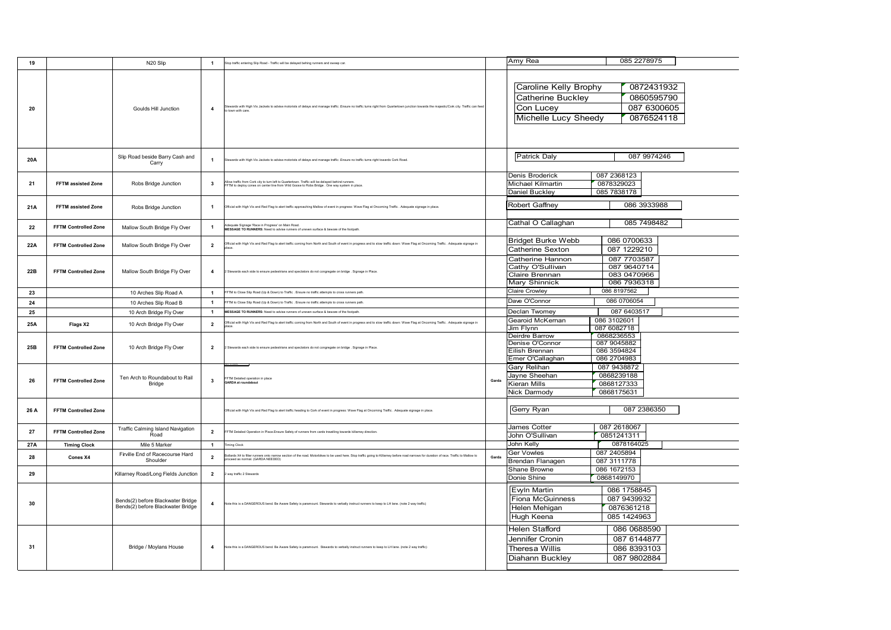| | | | | | | | |
|---|---|---|---|---|---|---|---|
| 19 | | N20 Slip | 1 | Stop traffic entering Slip Road - Traffic will be delayed behing runners and sweep car. | | Amy Rea | 085 2278975 |
| 20 | | Goulds Hill Junction | 4 | Stewards with High Vis Jackets to advise motorists of delays and manage traffic .Ensure no traffic turns right from Quartertown junction towards the majestic/Cork city. Traffic can feed to town with care. | | Caroline Kelly Brophy<br>Catherine Buckley<br>Con Lucey<br>Michelle Lucy Sheedy | 0872431932<br>0860595790<br>087 6300605<br>0876524118 |
| 20A | | Slip Road beside Barry Cash and Carry | 1 | Stewards with High Vis Jackets to advise motorists of delays and manage traffic .Ensure no traffic turns right towards Cork Road. | | Patrick Daly | 087 9974246 |
| 21 | FFTM assisted Zone | Robs Bridge Junction | 3 | Allow traffic from Cork city to turn left to Quartertown. Traffic will be delayed behind runners.<br>FFTM to deploy cones on center line from Wild Goose to Robs Bridge . One way system in place. | | Denis Broderick<br>Michael Kilmartin<br>Daniel Buckley | 087 2368123<br>0878329023<br>085 7838178 |
| 21A | FFTM assisted Zone | Robs Bridge Junction | 1 | Official with High Vis and Red Flag to alert traffic approaching Mallow of event in progress: Wave Flag at Oncoming Traffic . Adequate signage in place. | | Robert Gaffney | 086 3933988 |
| 22 | FFTM Controlled Zone | Mallow South Bridge Fly Over | 1 | Adequate Signage 'Race in Progress' on Main Road.<br>**MESSAGE TO RUNNERS:** Need to advise runners of uneven surface & beware of the footpath. | | Cathal O Callaghan | 085 7498482 |
| 22A | FFTM Controlled Zone | Mallow South Bridge Fly Over | 2 | Official with High Vis and Red Flag to alert traffic coming from North and South of event in progress and to slow traffic down: Wave Flag at Oncoming Traffic . Adequate signage in place. | | Bridget Burke Webb<br>Catherine Sexton | 086 0700633<br>087 1229210 |
| 22B | FFTM Controlled Zone | Mallow South Bridge Fly Over | 4 | 2 Stewards each side to ensure pedestrians and spectators do not congregate on bridge . Signage in Place. | | Catherine Hannon<br>Cathy O'Sullivan<br>Claire Brennan<br>Mary Shinnick | 087 7703587<br>087 9640714<br>083 0470966<br>086 7936318 |
| 23 | | 10 Arches Slip Road A | 1 | FFTM to Close Slip Road (Up & Down) to Traffic . Ensure no traffic attempts to cross runners path. | | Claire Crowley | 086 8197562 |
| 24 | | 10 Arches Slip Road B | 1 | FFTM to Close Slip Road (Up & Down) to Traffic . Ensure no traffic attempts to cross runners path. | | Dave O'Connor | 086 0706054 |
| 25 | | 10 Arch Bridge Fly Over | 1 | **MESSAGE TO RUNNERS:** Need to advise runners of uneven surface & beware of the footpath. | | Declan Twomey | 087 6403517 |
| 25A | Flags X2 | 10 Arch Bridge Fly Over | 2 | Official with High Vis and Red Flag to alert traffic coming from North and South of event in progress and to slow traffic down: Wave Flag at Oncoming Traffic . Adequate signage in place. | | Gearoid McKernan<br>Jim Flynn | 086 3102601<br>087 6082718 |
| 25B | FFTM Controlled Zone | 10 Arch Bridge Fly Over | 2 | 2 Stewards each side to ensure pedestrians and spectators do not congregate on bridge . Signage in Place. | | Deirdre Barrow<br>Denise O'Connor<br>Eilish Brennan<br>Emer O'Callaghan | 0868236553<br>087 9045882<br>086 3594824<br>086 2704983 |
| 26 | FFTM Controlled Zone | Ten Arch to Roundabout to Rail Bridge | 3 | FFTM Detailed operation in place<br>**GARDA at roundabout** | Garda | Gary Relihan<br>Jayne Sheehan<br>Kieran Mills<br>Nick Darmody | 087 9438872<br>0868239188<br>0868127333<br>0868175631 |
| 26 A | FFTM Controlled Zone | | | Official with High Vis and Red Flag to alert traffic heading to Cork of event in progress: Wave Flag at Oncoming Traffic . Adequate signage in place. | | Gerry Ryan | 087 2386350 |
| 27 | FFTM Controlled Zone | Traffic Calming Island Navigation Road | 2 | FFTM Detailed Operation in Place.Ensure Safety of runners from cards travelling towards killarney direction. | | James Cotter<br>John O'Sullivan | 087 2618067<br>0851241311 |
| 27A | Timing Clock | Mile 5 Marker | 1 | Timing Clock | | John Kelly | 0878164025 |
| 28 | Cones X4 | Firville End of Racecourse Hard Shoulder | 2 | Bollards X4 to filter runners onto narrow section of the road. Motorbikes to be used here. Stop traffic going to Killarney before road narrows for duration of race. Traffic to Mallow to proceed as normal. (GARDA NEEDED) | Garda | Ger Vowles<br>Brendan Flanagen | 087 2405894<br>087 3111778 |
| 29 | | Killarney Road/Long Fields Junction | 2 | 2 way traffic 2 Stewards | | Shane Browne<br>Donie Shine | 086 1672153<br>0868149970 |
| 30 | | Bends(2) before Blackwater Bridge<br>Bends(2) before Blackwater Bridge | 4 | Note:this is a DANGEROUS bend. Be Aware Safety is paramount. Stewards to verbally instruct runners to keep to LH lane. (note 2 way traffic) | | Evyln Martin<br>Fiona McGuinness<br>Helen Mehigan<br>Hugh Keena | 086 1758845<br>087 9439932<br>0876361218<br>085 1424963 |
| 31 | | Bridge / Moylans House | 4 | Note:this is a DANGEROUS bend. Be Aware Safety is paramount. Stewards to verbally instruct runners to keep to LH lane. (note 2 way traffic) | | Helen Stafford<br>Jennifer Cronin<br>Theresa Willis<br>Diahann Buckley | 086 0688590<br>087 6144877<br>086 8393103<br>087 9802884 |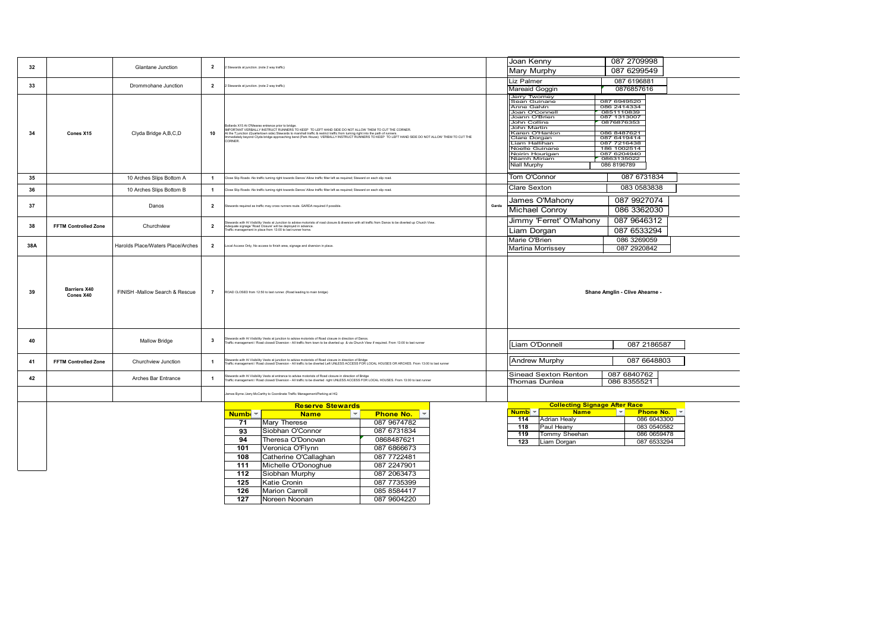| | | | | | | | |
|---|---|---|---|---|---|---|---|
| 32 | | Glantane Junction | 2 | 2 Stewards at junction. (note 2 way traffic) | | Joan Kenny<br>Mary Murphy | 087 2709998<br>087 6299549 |
| 33 | | Drommohane Junction | 2 | 2 Stewards at junction. (note 2 way traffic) | | Liz Palmer<br>Mareaid Goggin | 087 6196881<br>0876857616 |
| 34 | Cones X15 | Clyda Bridge A,B,C,D | 10 | Bollards X15 At O'Meares entrance prior to bridge.<br>IMPORTANT VERBALLY INSTRUCT RUNNERS TO KEEP TO LEFT HAND SIDE DO NOT ALLOW THEM TO CUT THE CORNER.<br>At the T junction (Quartertown side) Stewards to marshall traffic & restrict traffic from turning right into the path of runners.<br>Immediately beyond Clyda bridge approaching bend (Park House) VERBALLY INSTRUCT RUNNERS TO KEEP TO LEFT HAND SIDE DO NOT ALLOW THEM TO CUT THE CORNER. | | Jerry Twomey<br>Sean Guinane<br>Anne Galvin<br>Joan O'Connell<br>Joann O'Brien<br>John Collins<br>John Martin<br>Karen O'Hanlon<br>Clare Dorgan<br>Liam Hallihan<br>Noelle Guinane<br>Noirin Hourigan<br>Niamh Miriam<br>Niall Murphy | <br>087 6949520<br>086 2414334<br>0851110839<br>087 1313007<br>0876876353<br><br>086 8487621<br>087 6419414<br>087 7216438<br>186 1002514<br>087 6204940<br>0863135022<br>086 8196789 |
| 35 | | 10 Arches Slips Bottom A | 1 | Close Slip Roads -No traffic turning right towards Danos/ Allow traffic filter left as required; Steward on each slip road. | | Tom O'Connor | 087 6731834 |
| 36 | | 10 Arches Slips Bottom B | 1 | Close Slip Roads -No traffic turning right towards Danos/ Allow traffic filter left as required; Steward on each slip road. | | Clare Sexton | 083 0583838 |
| 37 | | Danos | 2 | Stewards required as traffic may cross runners route. GARDA required if possible. | Garda | James O'Mahony<br>Michael Conroy | 087 9927074<br>086 3362030 |
| 38 | FFTM Controlled Zone | Churchview | 2 | Stewards with Hi Visibility Vests at Junction to advise motorists of road closure & diversion with all traffic from Danos to be diverted up Church View.<br>Adequate signage 'Road Closure' will be deployed in advance.<br>Traffic management in place from 13:00 to last runner home. | | Jimmy 'Ferret' O'Mahony<br>Liam Dorgan | 087 9646312<br>087 6533294 |
| 38A | | Harolds Place/Waters Place/Arches | 2 | Local Access Only, No access to finish area, signage and diversion in place. | | Marie O'Brien<br>Martina Morrissey | 086 3269059<br>087 2920842 |
| 39 | Barriers X40<br>Cones X40 | FINISH -Mallow Search & Rescue | 7 | ROAD CLOSED from 12:50 to last runner. (Road leading to main bridge) | | Shane Amglin - Clive Ahearne - | |
| 40 | | Mallow Bridge | 3 | Stewards with Hi Visibility Vests at junction to advise motorists of Road closure in direction of Danos.<br>Traffic management / Road closed/ Diversion - All traffic from town to be diverted up & via Church View if required. From 13:00 to last runner | | Liam O'Donnell | 087 2186587 |
| 41 | FFTM Controlled Zone | Churchview Junction | 1 | Stewards with Hi Visibility Vests at junction to advise motorists of Road closure in direction of Bridge<br>Traffic management / Road closed/ Diversion - All traffic to be diverted Left UNLESS ACCESS FOR LOCAL HOUSES OR ARCHES. From 13:00 to last runner | | Andrew Murphy | 087 6648803 |
| 42 | | Arches Bar Entrance | 1 | Stewards with Hi Visibility Vests at entrance to advise motorists of Road closure in direction of Bridge<br>Traffic management / Road closed/ Diversion - All traffic to be diverted right UNLESS ACCESS FOR LOCAL HOUSES. From 13:00 to last runner | | Sinead Sexton Renton<br>Thomas Dunlea | 087 6840762<br>086 8355521 |
| | | | | James Byrne /Jerry McCarthy to Coordinate Traffic Management/Parking at HQ | | | |

**Reserve Stewards**

| Number | Name | Phone No. |
|---|---|---|
| 71 | Mary Therese | 087 9674782 |
| 93 | Siobhan O'Connor | 087 6731834 |
| 94 | Theresa O'Donovan | 0868487621 |
| 101 | Veronica O'Flynn | 087 6866673 |
| 108 | Catherine O'Callaghan | 087 7722481 |
| 111 | Michelle O'Donoghue | 087 2247901 |
| 112 | Siobhan Murphy | 087 2063473 |
| 125 | Katie Cronin | 087 7735399 |
| 126 | Marion Carroll | 085 8584417 |
| 127 | Noreen Noonan | 087 9604220 |

**Collecting Signage After Race**

| Number | Name | Phone No. |
|---|---|---|
| 114 | Adrian Healy | 086 6043300 |
| 118 | Paul Heany | 083 0540582 |
| 119 | Tommy Sheehan | 086 0659478 |
| 123 | Liam Dorgan | 087 6533294 |